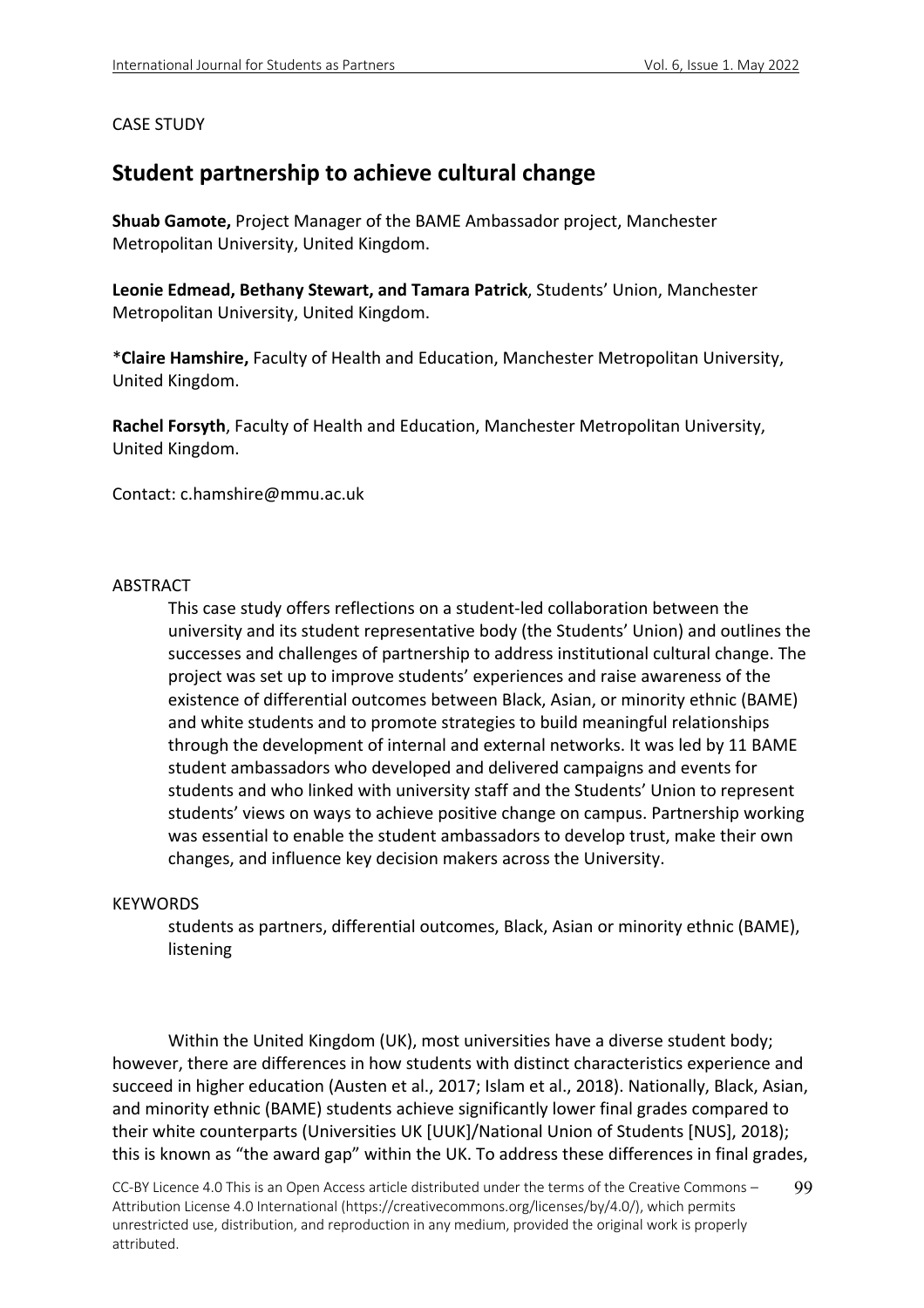CASE STUDY

# Student partnership to achieve cultural change

**Shuab Gamote,** Project Manager of the BAME Ambassador project, Manchester Metropolitan University, United Kingdom.

**Leonie Edmead, Bethany Stewart, and Tamara Patrick**, Students' Union, Manchester Metropolitan University, United Kingdom.

\***Claire Hamshire,** Faculty of Health and Education, Manchester Metropolitan University, United Kingdom.

**Rachel Forsyth**, Faculty of Health and Education, Manchester Metropolitan University, United Kingdom.

Contact: c.hamshire@mmu.ac.uk

## ABSTRACT

This case study offers reflections on a student-led collaboration between the university and its student representative body (the Students' Union) and outlines the successes and challenges of partnership to address institutional cultural change. The project was set up to improve students' experiences and raise awareness of the existence of differential outcomes between Black, Asian, or minority ethnic (BAME) and white students and to promote strategies to build meaningful relationships through the development of internal and external networks. It was led by 11 BAME student ambassadors who developed and delivered campaigns and events for students and who linked with university staff and the Students' Union to represent students' views on ways to achieve positive change on campus. Partnership working was essential to enable the student ambassadors to develop trust, make their own changes, and influence key decision makers across the University.

## KEYWORDS

students as partners, differential outcomes, Black, Asian or minority ethnic (BAME), listening

Within the United Kingdom (UK), most universities have a diverse student body; however, there are differences in how students with distinct characteristics experience and succeed in higher education (Austen et al., 2017; Islam et al., 2018). Nationally, Black, Asian, and minority ethnic (BAME) students achieve significantly lower final grades compared to their white counterparts (Universities UK [UUK]/National Union of Students [NUS], 2018); this is known as "the award gap" within the UK. To address these differences in final grades,

CC-BY Licence 4.0 This is an Open Access article distributed under the terms of the Creative Commons – Attribution License 4.0 International (https://creativecommons.org/licenses/by/4.0/), which permits unrestricted use, distribution, and reproduction in any medium, provided the original work is properly attributed.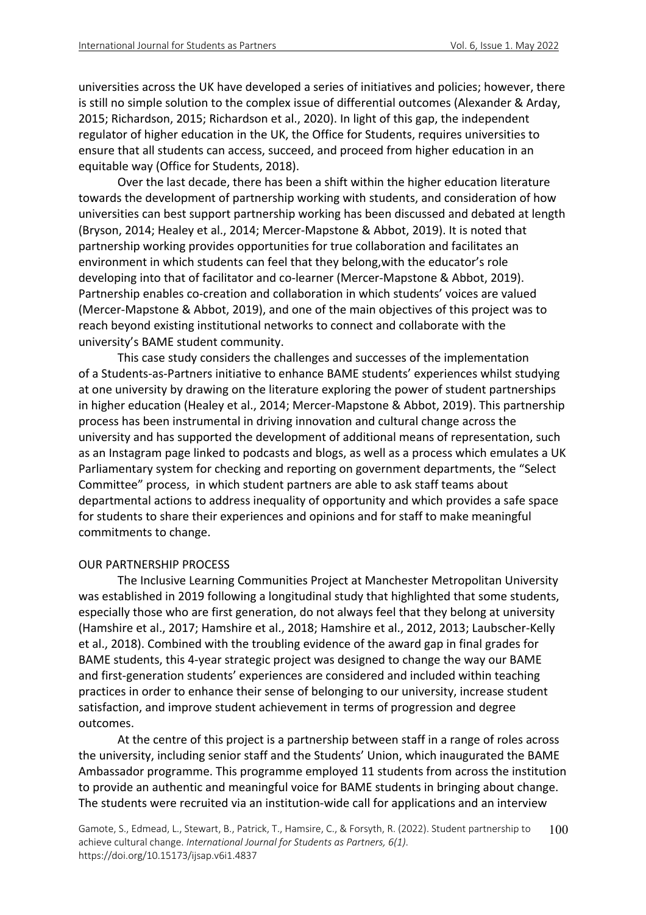universities across the UK have developed a series of initiatives and policies; however, there is still no simple solution to the complex issue of differential outcomes (Alexander & Arday, 2015; Richardson, 2015; Richardson et al., 2020). In light of this gap, the independent regulator of higher education in the UK, the Office for Students, requires universities to ensure that all students can access, succeed, and proceed from higher education in an equitable way (Office for Students, 2018).

Over the last decade, there has been a shift within the higher education literature towards the development of partnership working with students, and consideration of how universities can best support partnership working has been discussed and debated at length (Bryson, 2014; Healey et al., 2014; Mercer-Mapstone & Abbot, 2019). It is noted that partnership working provides opportunities for true collaboration and facilitates an environment in which students can feel that they belong,with the educator's role developing into that of facilitator and co-learner (Mercer-Mapstone & Abbot, 2019). Partnership enables co-creation and collaboration in which students' voices are valued (Mercer-Mapstone & Abbot, 2019), and one of the main objectives of this project was to reach beyond existing institutional networks to connect and collaborate with the university's BAME student community.

This case study considers the challenges and successes of the implementation of a Students-as-Partners initiative to enhance BAME students' experiences whilst studying at one university by drawing on the literature exploring the power of student partnerships in higher education (Healey et al., 2014; Mercer-Mapstone & Abbot, 2019). This partnership process has been instrumental in driving innovation and cultural change across the university and has supported the development of additional means of representation, such as an Instagram page linked to podcasts and blogs, as well as a process which emulates a UK Parliamentary system for checking and reporting on government departments, the "Select Committee" process, in which student partners are able to ask staff teams about departmental actions to address inequality of opportunity and which provides a safe space for students to share their experiences and opinions and for staff to make meaningful commitments to change.

## OUR PARTNERSHIP PROCESS

The Inclusive Learning Communities Project at Manchester Metropolitan University was established in 2019 following a longitudinal study that highlighted that some students, especially those who are first generation, do not always feel that they belong at university (Hamshire et al., 2017; Hamshire et al., 2018; Hamshire et al., 2012, 2013; Laubscher-Kelly et al., 2018). Combined with the troubling evidence of the award gap in final grades for BAME students, this 4-year strategic project was designed to change the way our BAME and first-generation students' experiences are considered and included within teaching practices in order to enhance their sense of belonging to our university, increase student satisfaction, and improve student achievement in terms of progression and degree outcomes.

At the centre of this project is a partnership between staff in a range of roles across the university, including senior staff and the Students' Union, which inaugurated the BAME Ambassador programme. This programme employed 11 students from across the institution to provide an authentic and meaningful voice for BAME students in bringing about change. The students were recruited via an institution-wide call for applications and an interview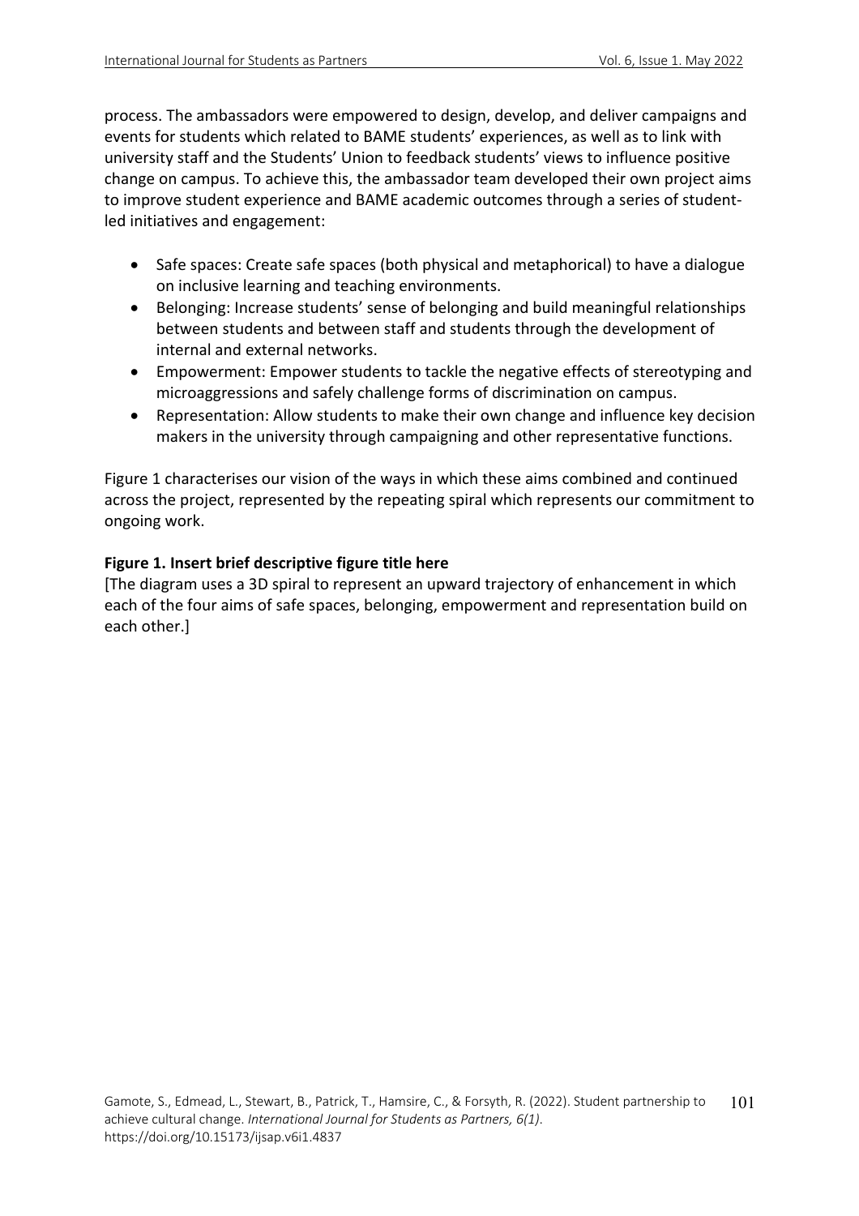process. The ambassadors were empowered to design, develop, and deliver campaigns and events for students which related to BAME students' experiences, as well as to link with university staff and the Students' Union to feedback students' views to influence positive change on campus. To achieve this, the ambassador team developed their own project aims to improve student experience and BAME academic outcomes through a series of student-led initiatives and engagement:

- Safe spaces: Create safe spaces (both physical and metaphorical) to have a dialogue on inclusive learning and teaching environments.
- Belonging: Increase students' sense of belonging and build meaningful relationships between students and between staff and students through the development of internal and external networks.
- Empowerment: Empower students to tackle the negative effects of stereotyping and microaggressions and safely challenge forms of discrimination on campus.
- Representation: Allow students to make their own change and influence key decision makers in the university through campaigning and other representative functions.

Figure 1 characterises our vision of the ways in which these aims combined and continued across the project, represented by the repeating spiral which represents our commitment to ongoing work.

**Figure 1. Insert brief descriptive figure title here**

[The diagram uses a 3D spiral to represent an upward trajectory of enhancement in which each of the four aims of safe spaces, belonging, empowerment and representation build on each other.]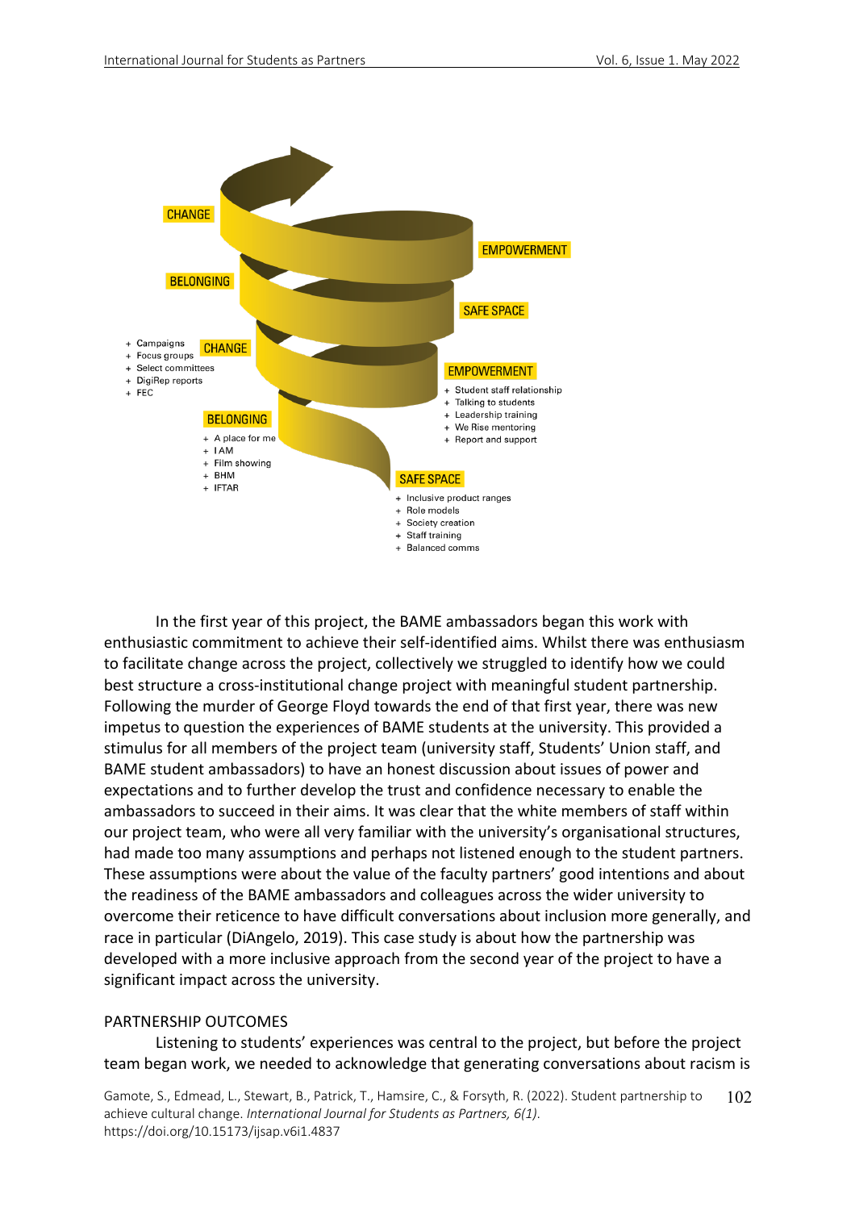CHANGE

EMPOWERMENT

BELONGING

SAFE SPACE

- Campaigns
- Focus groups
- Select committees
- DigiRep reports
- FEC

CHANGE

EMPOWERMENT

- Student staff relationship
- Talking to students
- Leadership training
- We Rise mentoring
- Report and support

BELONGING

- A place for me
- I AM
- Film showing
- BHM
- IFTAR

SAFE SPACE

- Inclusive product ranges
- Role models
- Society creation
- Staff training
- Balanced comms

In the first year of this project, the BAME ambassadors began this work with enthusiastic commitment to achieve their self-identified aims. Whilst there was enthusiasm to facilitate change across the project, collectively we struggled to identify how we could best structure a cross-institutional change project with meaningful student partnership. Following the murder of George Floyd towards the end of that first year, there was new impetus to question the experiences of BAME students at the university. This provided a stimulus for all members of the project team (university staff, Students' Union staff, and BAME student ambassadors) to have an honest discussion about issues of power and expectations and to further develop the trust and confidence necessary to enable the ambassadors to succeed in their aims. It was clear that the white members of staff within our project team, who were all very familiar with the university's organisational structures, had made too many assumptions and perhaps not listened enough to the student partners. These assumptions were about the value of the faculty partners' good intentions and about the readiness of the BAME ambassadors and colleagues across the wider university to overcome their reticence to have difficult conversations about inclusion more generally, and race in particular (DiAngelo, 2019). This case study is about how the partnership was developed with a more inclusive approach from the second year of the project to have a significant impact across the university.

## PARTNERSHIP OUTCOMES

Listening to students' experiences was central to the project, but before the project team began work, we needed to acknowledge that generating conversations about racism is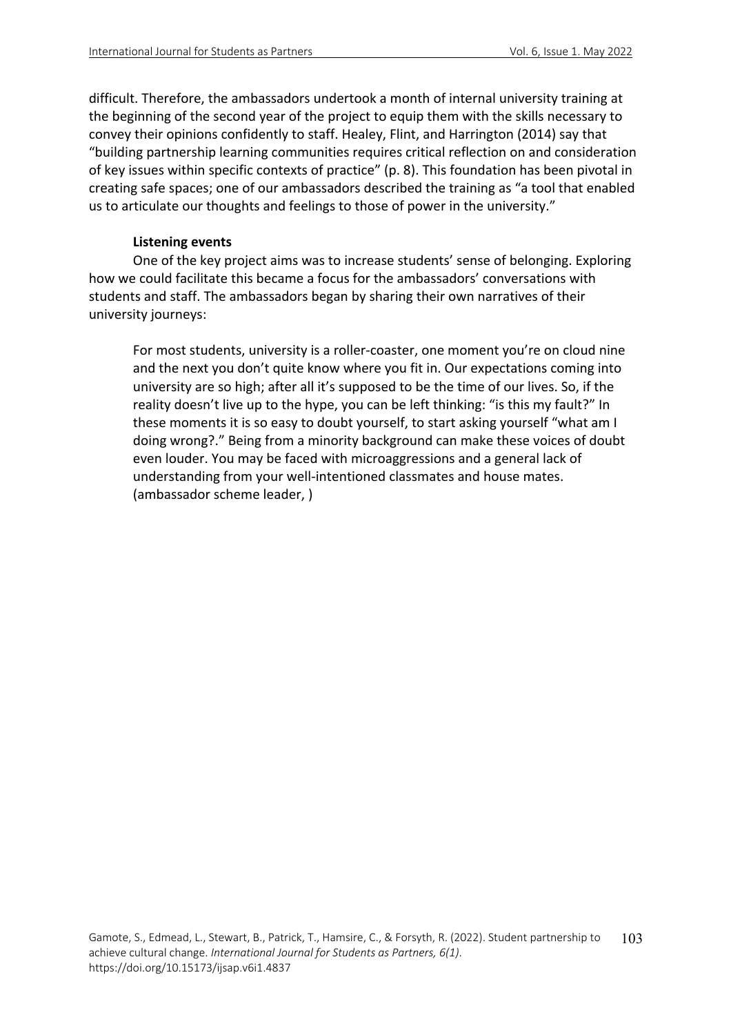difficult. Therefore, the ambassadors undertook a month of internal university training at the beginning of the second year of the project to equip them with the skills necessary to convey their opinions confidently to staff. Healey, Flint, and Harrington (2014) say that "building partnership learning communities requires critical reflection on and consideration of key issues within specific contexts of practice" (p. 8). This foundation has been pivotal in creating safe spaces; one of our ambassadors described the training as "a tool that enabled us to articulate our thoughts and feelings to those of power in the university."

**Listening events**

One of the key project aims was to increase students' sense of belonging. Exploring how we could facilitate this became a focus for the ambassadors' conversations with students and staff. The ambassadors began by sharing their own narratives of their university journeys:

> For most students, university is a roller-coaster, one moment you're on cloud nine and the next you don't quite know where you fit in. Our expectations coming into university are so high; after all it's supposed to be the time of our lives. So, if the reality doesn't live up to the hype, you can be left thinking: "is this my fault?" In these moments it is so easy to doubt yourself, to start asking yourself "what am I doing wrong?." Being from a minority background can make these voices of doubt even louder. You may be faced with microaggressions and a general lack of understanding from your well-intentioned classmates and house mates. (ambassador scheme leader, )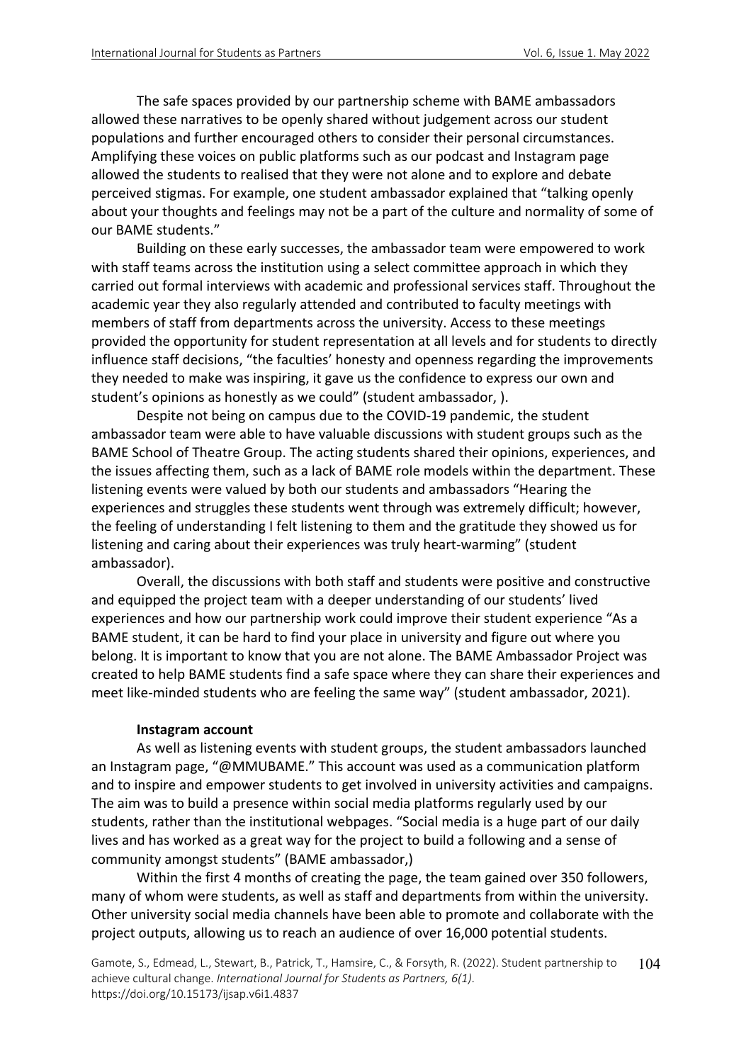The safe spaces provided by our partnership scheme with BAME ambassadors allowed these narratives to be openly shared without judgement across our student populations and further encouraged others to consider their personal circumstances. Amplifying these voices on public platforms such as our podcast and Instagram page allowed the students to realised that they were not alone and to explore and debate perceived stigmas. For example, one student ambassador explained that "talking openly about your thoughts and feelings may not be a part of the culture and normality of some of our BAME students."

Building on these early successes, the ambassador team were empowered to work with staff teams across the institution using a select committee approach in which they carried out formal interviews with academic and professional services staff. Throughout the academic year they also regularly attended and contributed to faculty meetings with members of staff from departments across the university. Access to these meetings provided the opportunity for student representation at all levels and for students to directly influence staff decisions, "the faculties' honesty and openness regarding the improvements they needed to make was inspiring, it gave us the confidence to express our own and student's opinions as honestly as we could" (student ambassador, ).

Despite not being on campus due to the COVID-19 pandemic, the student ambassador team were able to have valuable discussions with student groups such as the BAME School of Theatre Group. The acting students shared their opinions, experiences, and the issues affecting them, such as a lack of BAME role models within the department. These listening events were valued by both our students and ambassadors "Hearing the experiences and struggles these students went through was extremely difficult; however, the feeling of understanding I felt listening to them and the gratitude they showed us for listening and caring about their experiences was truly heart-warming" (student ambassador).

Overall, the discussions with both staff and students were positive and constructive and equipped the project team with a deeper understanding of our students' lived experiences and how our partnership work could improve their student experience "As a BAME student, it can be hard to find your place in university and figure out where you belong. It is important to know that you are not alone. The BAME Ambassador Project was created to help BAME students find a safe space where they can share their experiences and meet like-minded students who are feeling the same way" (student ambassador, 2021).

**Instagram account**

As well as listening events with student groups, the student ambassadors launched an Instagram page, "@MMUBAME." This account was used as a communication platform and to inspire and empower students to get involved in university activities and campaigns. The aim was to build a presence within social media platforms regularly used by our students, rather than the institutional webpages. "Social media is a huge part of our daily lives and has worked as a great way for the project to build a following and a sense of community amongst students" (BAME ambassador,)

Within the first 4 months of creating the page, the team gained over 350 followers, many of whom were students, as well as staff and departments from within the university. Other university social media channels have been able to promote and collaborate with the project outputs, allowing us to reach an audience of over 16,000 potential students.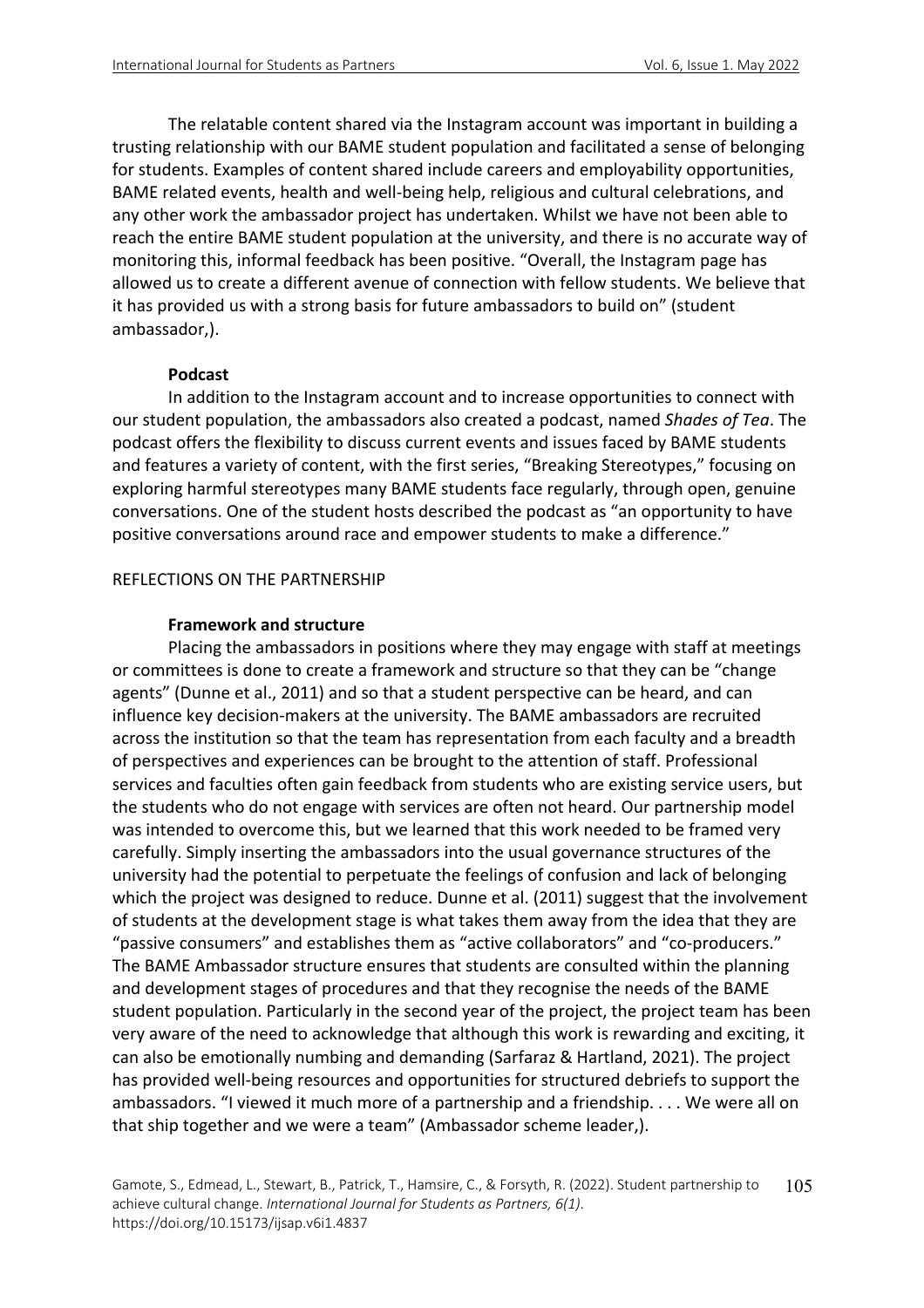The relatable content shared via the Instagram account was important in building a trusting relationship with our BAME student population and facilitated a sense of belonging for students. Examples of content shared include careers and employability opportunities, BAME related events, health and well-being help, religious and cultural celebrations, and any other work the ambassador project has undertaken. Whilst we have not been able to reach the entire BAME student population at the university, and there is no accurate way of monitoring this, informal feedback has been positive. "Overall, the Instagram page has allowed us to create a different avenue of connection with fellow students. We believe that it has provided us with a strong basis for future ambassadors to build on" (student ambassador,).

### Podcast

In addition to the Instagram account and to increase opportunities to connect with our student population, the ambassadors also created a podcast, named *Shades of Tea*. The podcast offers the flexibility to discuss current events and issues faced by BAME students and features a variety of content, with the first series, "Breaking Stereotypes," focusing on exploring harmful stereotypes many BAME students face regularly, through open, genuine conversations. One of the student hosts described the podcast as "an opportunity to have positive conversations around race and empower students to make a difference."

## REFLECTIONS ON THE PARTNERSHIP

### Framework and structure

Placing the ambassadors in positions where they may engage with staff at meetings or committees is done to create a framework and structure so that they can be "change agents" (Dunne et al., 2011) and so that a student perspective can be heard, and can influence key decision-makers at the university. The BAME ambassadors are recruited across the institution so that the team has representation from each faculty and a breadth of perspectives and experiences can be brought to the attention of staff. Professional services and faculties often gain feedback from students who are existing service users, but the students who do not engage with services are often not heard. Our partnership model was intended to overcome this, but we learned that this work needed to be framed very carefully. Simply inserting the ambassadors into the usual governance structures of the university had the potential to perpetuate the feelings of confusion and lack of belonging which the project was designed to reduce. Dunne et al. (2011) suggest that the involvement of students at the development stage is what takes them away from the idea that they are "passive consumers" and establishes them as "active collaborators" and "co-producers." The BAME Ambassador structure ensures that students are consulted within the planning and development stages of procedures and that they recognise the needs of the BAME student population. Particularly in the second year of the project, the project team has been very aware of the need to acknowledge that although this work is rewarding and exciting, it can also be emotionally numbing and demanding (Sarfaraz & Hartland, 2021). The project has provided well-being resources and opportunities for structured debriefs to support the ambassadors. "I viewed it much more of a partnership and a friendship. . . . We were all on that ship together and we were a team" (Ambassador scheme leader,).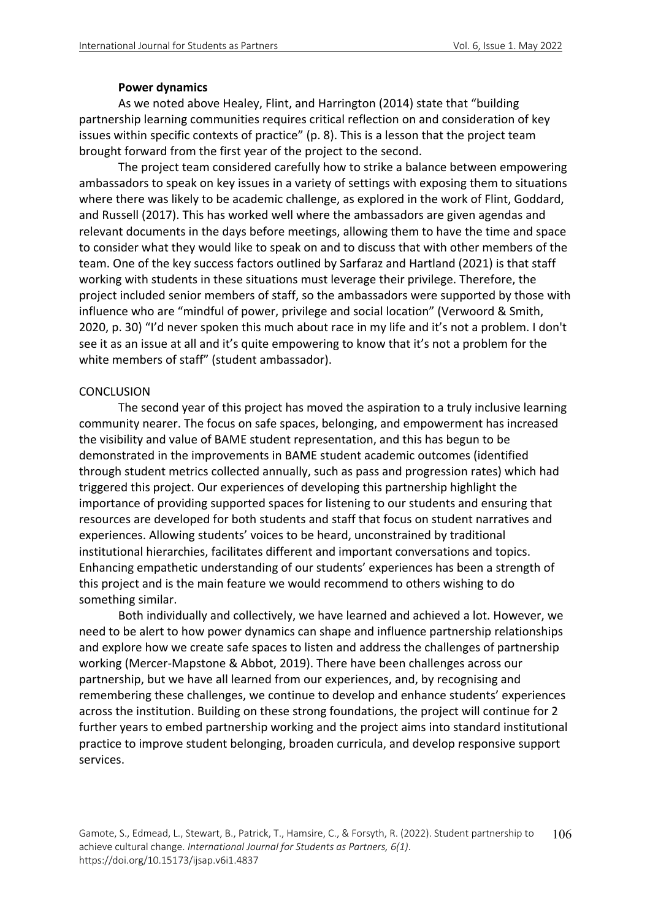### Power dynamics

As we noted above Healey, Flint, and Harrington (2014) state that "building partnership learning communities requires critical reflection on and consideration of key issues within specific contexts of practice" (p. 8). This is a lesson that the project team brought forward from the first year of the project to the second.

The project team considered carefully how to strike a balance between empowering ambassadors to speak on key issues in a variety of settings with exposing them to situations where there was likely to be academic challenge, as explored in the work of Flint, Goddard, and Russell (2017). This has worked well where the ambassadors are given agendas and relevant documents in the days before meetings, allowing them to have the time and space to consider what they would like to speak on and to discuss that with other members of the team. One of the key success factors outlined by Sarfaraz and Hartland (2021) is that staff working with students in these situations must leverage their privilege. Therefore, the project included senior members of staff, so the ambassadors were supported by those with influence who are "mindful of power, privilege and social location" (Verwoord & Smith, 2020, p. 30) "I'd never spoken this much about race in my life and it's not a problem. I don't see it as an issue at all and it's quite empowering to know that it's not a problem for the white members of staff" (student ambassador).

## CONCLUSION

The second year of this project has moved the aspiration to a truly inclusive learning community nearer. The focus on safe spaces, belonging, and empowerment has increased the visibility and value of BAME student representation, and this has begun to be demonstrated in the improvements in BAME student academic outcomes (identified through student metrics collected annually, such as pass and progression rates) which had triggered this project. Our experiences of developing this partnership highlight the importance of providing supported spaces for listening to our students and ensuring that resources are developed for both students and staff that focus on student narratives and experiences. Allowing students' voices to be heard, unconstrained by traditional institutional hierarchies, facilitates different and important conversations and topics. Enhancing empathetic understanding of our students' experiences has been a strength of this project and is the main feature we would recommend to others wishing to do something similar.

Both individually and collectively, we have learned and achieved a lot. However, we need to be alert to how power dynamics can shape and influence partnership relationships and explore how we create safe spaces to listen and address the challenges of partnership working (Mercer-Mapstone & Abbot, 2019). There have been challenges across our partnership, but we have all learned from our experiences, and, by recognising and remembering these challenges, we continue to develop and enhance students' experiences across the institution. Building on these strong foundations, the project will continue for 2 further years to embed partnership working and the project aims into standard institutional practice to improve student belonging, broaden curricula, and develop responsive support services.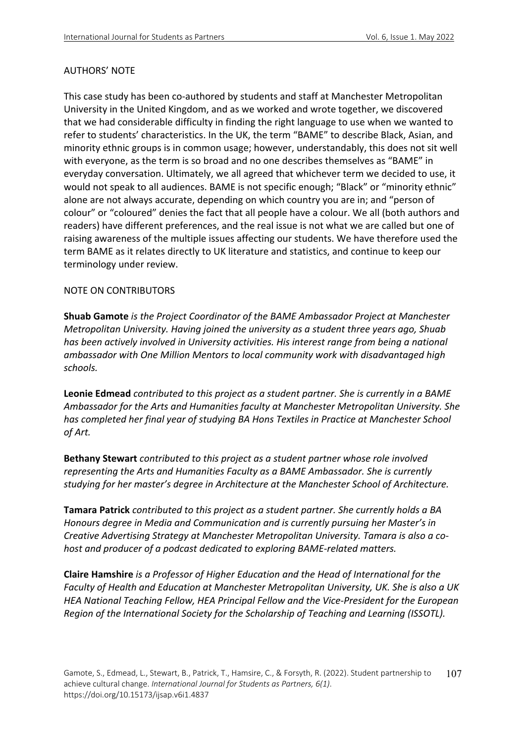## AUTHORS' NOTE

This case study has been co-authored by students and staff at Manchester Metropolitan University in the United Kingdom, and as we worked and wrote together, we discovered that we had considerable difficulty in finding the right language to use when we wanted to refer to students' characteristics. In the UK, the term "BAME" to describe Black, Asian, and minority ethnic groups is in common usage; however, understandably, this does not sit well with everyone, as the term is so broad and no one describes themselves as "BAME" in everyday conversation. Ultimately, we all agreed that whichever term we decided to use, it would not speak to all audiences. BAME is not specific enough; "Black" or "minority ethnic" alone are not always accurate, depending on which country you are in; and "person of colour" or "coloured" denies the fact that all people have a colour. We all (both authors and readers) have different preferences, and the real issue is not what we are called but one of raising awareness of the multiple issues affecting our students. We have therefore used the term BAME as it relates directly to UK literature and statistics, and continue to keep our terminology under review.

## NOTE ON CONTRIBUTORS

**Shuab Gamote** *is the Project Coordinator of the BAME Ambassador Project at Manchester Metropolitan University. Having joined the university as a student three years ago, Shuab has been actively involved in University activities. His interest range from being a national ambassador with One Million Mentors to local community work with disadvantaged high schools.*

**Leonie Edmead** *contributed to this project as a student partner. She is currently in a BAME Ambassador for the Arts and Humanities faculty at Manchester Metropolitan University. She has completed her final year of studying BA Hons Textiles in Practice at Manchester School of Art.*

**Bethany Stewart** *contributed to this project as a student partner whose role involved representing the Arts and Humanities Faculty as a BAME Ambassador. She is currently studying for her master's degree in Architecture at the Manchester School of Architecture.*

**Tamara Patrick** *contributed to this project as a student partner. She currently holds a BA Honours degree in Media and Communication and is currently pursuing her Master's in Creative Advertising Strategy at Manchester Metropolitan University. Tamara is also a co-host and producer of a podcast dedicated to exploring BAME-related matters.*

**Claire Hamshire** *is a Professor of Higher Education and the Head of International for the Faculty of Health and Education at Manchester Metropolitan University, UK. She is also a UK HEA National Teaching Fellow, HEA Principal Fellow and the Vice-President for the European Region of the International Society for the Scholarship of Teaching and Learning (ISSOTL).*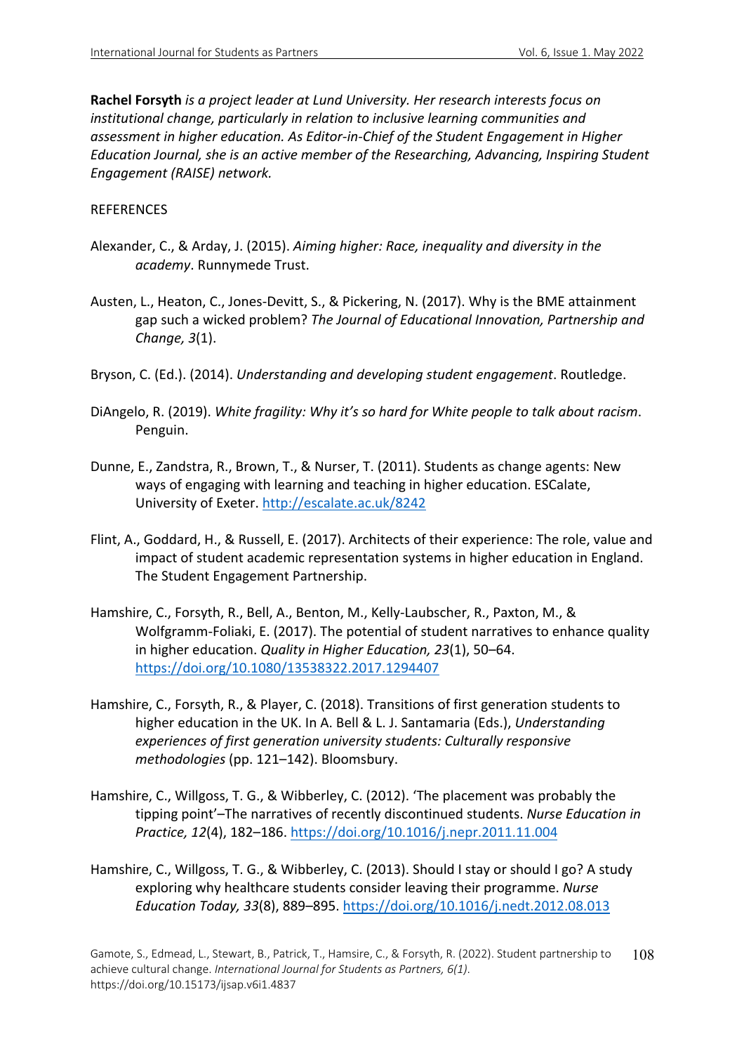**Rachel Forsyth** *is a project leader at Lund University. Her research interests focus on institutional change, particularly in relation to inclusive learning communities and assessment in higher education. As Editor-in-Chief of the Student Engagement in Higher Education Journal, she is an active member of the Researching, Advancing, Inspiring Student Engagement (RAISE) network.*

REFERENCES

Alexander, C., & Arday, J. (2015). *Aiming higher: Race, inequality and diversity in the academy*. Runnymede Trust.

Austen, L., Heaton, C., Jones-Devitt, S., & Pickering, N. (2017). Why is the BME attainment gap such a wicked problem? *The Journal of Educational Innovation, Partnership and Change, 3*(1).

Bryson, C. (Ed.). (2014). *Understanding and developing student engagement*. Routledge.

DiAngelo, R. (2019). *White fragility: Why it's so hard for White people to talk about racism*. Penguin.

Dunne, E., Zandstra, R., Brown, T., & Nurser, T. (2011). Students as change agents: New ways of engaging with learning and teaching in higher education. ESCalate, University of Exeter. http://escalate.ac.uk/8242

Flint, A., Goddard, H., & Russell, E. (2017). Architects of their experience: The role, value and impact of student academic representation systems in higher education in England. The Student Engagement Partnership.

Hamshire, C., Forsyth, R., Bell, A., Benton, M., Kelly-Laubscher, R., Paxton, M., & Wolfgramm-Foliaki, E. (2017). The potential of student narratives to enhance quality in higher education. *Quality in Higher Education, 23*(1), 50–64. https://doi.org/10.1080/13538322.2017.1294407

Hamshire, C., Forsyth, R., & Player, C. (2018). Transitions of first generation students to higher education in the UK. In A. Bell & L. J. Santamaria (Eds.), *Understanding experiences of first generation university students: Culturally responsive methodologies* (pp. 121–142). Bloomsbury.

Hamshire, C., Willgoss, T. G., & Wibberley, C. (2012). 'The placement was probably the tipping point'–The narratives of recently discontinued students. *Nurse Education in Practice, 12*(4), 182–186. https://doi.org/10.1016/j.nepr.2011.11.004

Hamshire, C., Willgoss, T. G., & Wibberley, C. (2013). Should I stay or should I go? A study exploring why healthcare students consider leaving their programme. *Nurse Education Today, 33*(8), 889–895. https://doi.org/10.1016/j.nedt.2012.08.013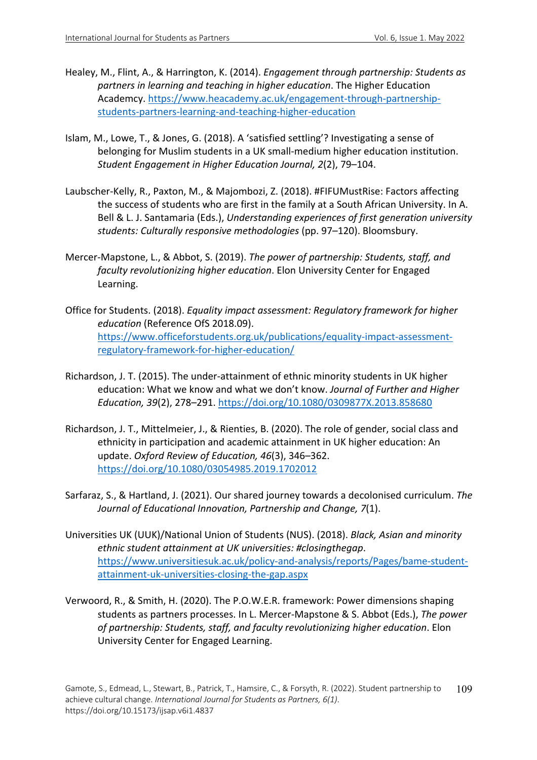Healey, M., Flint, A., & Harrington, K. (2014). *Engagement through partnership: Students as partners in learning and teaching in higher education*. The Higher Education Academcy. https://www.heacademy.ac.uk/engagement-through-partnership-students-partners-learning-and-teaching-higher-education

Islam, M., Lowe, T., & Jones, G. (2018). A 'satisfied settling'? Investigating a sense of belonging for Muslim students in a UK small-medium higher education institution. *Student Engagement in Higher Education Journal, 2*(2), 79–104.

Laubscher-Kelly, R., Paxton, M., & Majombozi, Z. (2018). #FIFUMustRise: Factors affecting the success of students who are first in the family at a South African University. In A. Bell & L. J. Santamaria (Eds.), *Understanding experiences of first generation university students: Culturally responsive methodologies* (pp. 97–120). Bloomsbury.

Mercer-Mapstone, L., & Abbot, S. (2019). *The power of partnership: Students, staff, and faculty revolutionizing higher education*. Elon University Center for Engaged Learning.

Office for Students. (2018). *Equality impact assessment: Regulatory framework for higher education* (Reference OfS 2018.09). https://www.officeforstudents.org.uk/publications/equality-impact-assessment-regulatory-framework-for-higher-education/

Richardson, J. T. (2015). The under-attainment of ethnic minority students in UK higher education: What we know and what we don't know. *Journal of Further and Higher Education, 39*(2), 278–291. https://doi.org/10.1080/0309877X.2013.858680

Richardson, J. T., Mittelmeier, J., & Rienties, B. (2020). The role of gender, social class and ethnicity in participation and academic attainment in UK higher education: An update. *Oxford Review of Education, 46*(3), 346–362. https://doi.org/10.1080/03054985.2019.1702012

Sarfaraz, S., & Hartland, J. (2021). Our shared journey towards a decolonised curriculum. *The Journal of Educational Innovation, Partnership and Change, 7*(1).

Universities UK (UUK)/National Union of Students (NUS). (2018). *Black, Asian and minority ethnic student attainment at UK universities: #closingthegap*. https://www.universitiesuk.ac.uk/policy-and-analysis/reports/Pages/bame-student-attainment-uk-universities-closing-the-gap.aspx

Verwoord, R., & Smith, H. (2020). The P.O.W.E.R. framework: Power dimensions shaping students as partners processes. In L. Mercer-Mapstone & S. Abbot (Eds.), *The power of partnership: Students, staff, and faculty revolutionizing higher education*. Elon University Center for Engaged Learning.